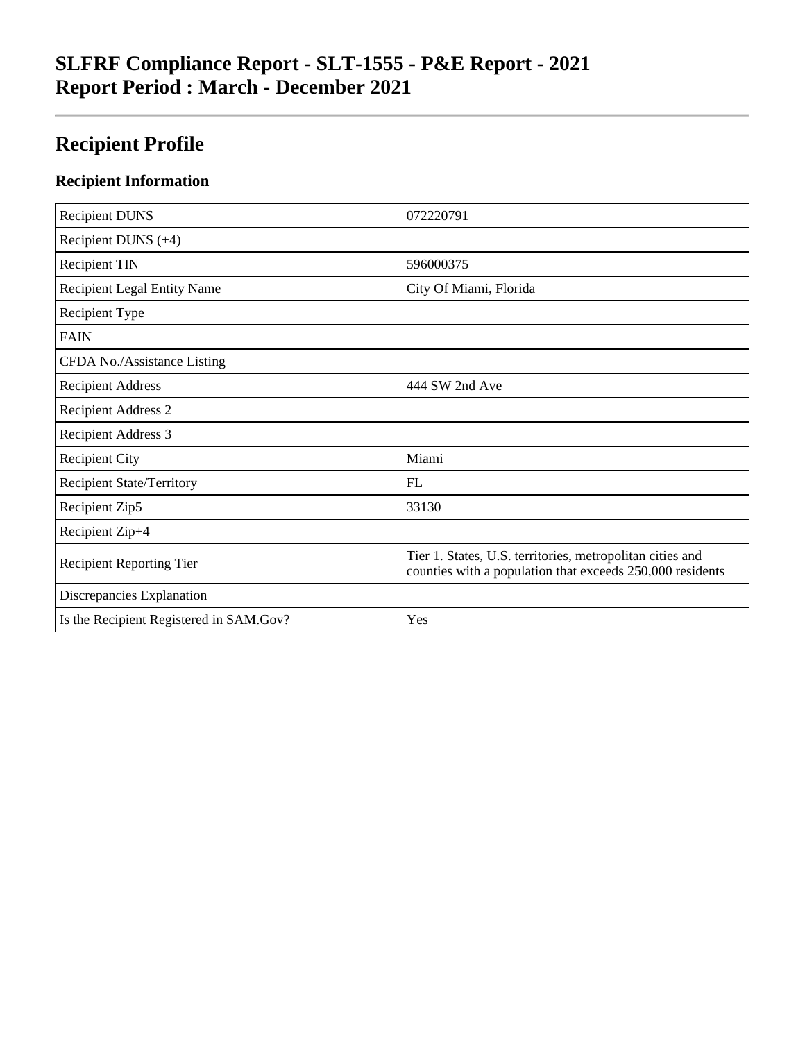# SLFRF Compliance Report - SLT-1555 - P&E Report - 2021
# Report Period : March - December 2021

## Recipient Profile

### Recipient Information

| | |
|---|---|
| Recipient DUNS | 072220791 |
| Recipient DUNS (+4) | |
| Recipient TIN | 596000375 |
| Recipient Legal Entity Name | City Of Miami, Florida |
| Recipient Type | |
| FAIN | |
| CFDA No./Assistance Listing | |
| Recipient Address | 444 SW 2nd Ave |
| Recipient Address 2 | |
| Recipient Address 3 | |
| Recipient City | Miami |
| Recipient State/Territory | FL |
| Recipient Zip5 | 33130 |
| Recipient Zip+4 | |
| Recipient Reporting Tier | Tier 1. States, U.S. territories, metropolitan cities and counties with a population that exceeds 250,000 residents |
| Discrepancies Explanation | |
| Is the Recipient Registered in SAM.Gov? | Yes |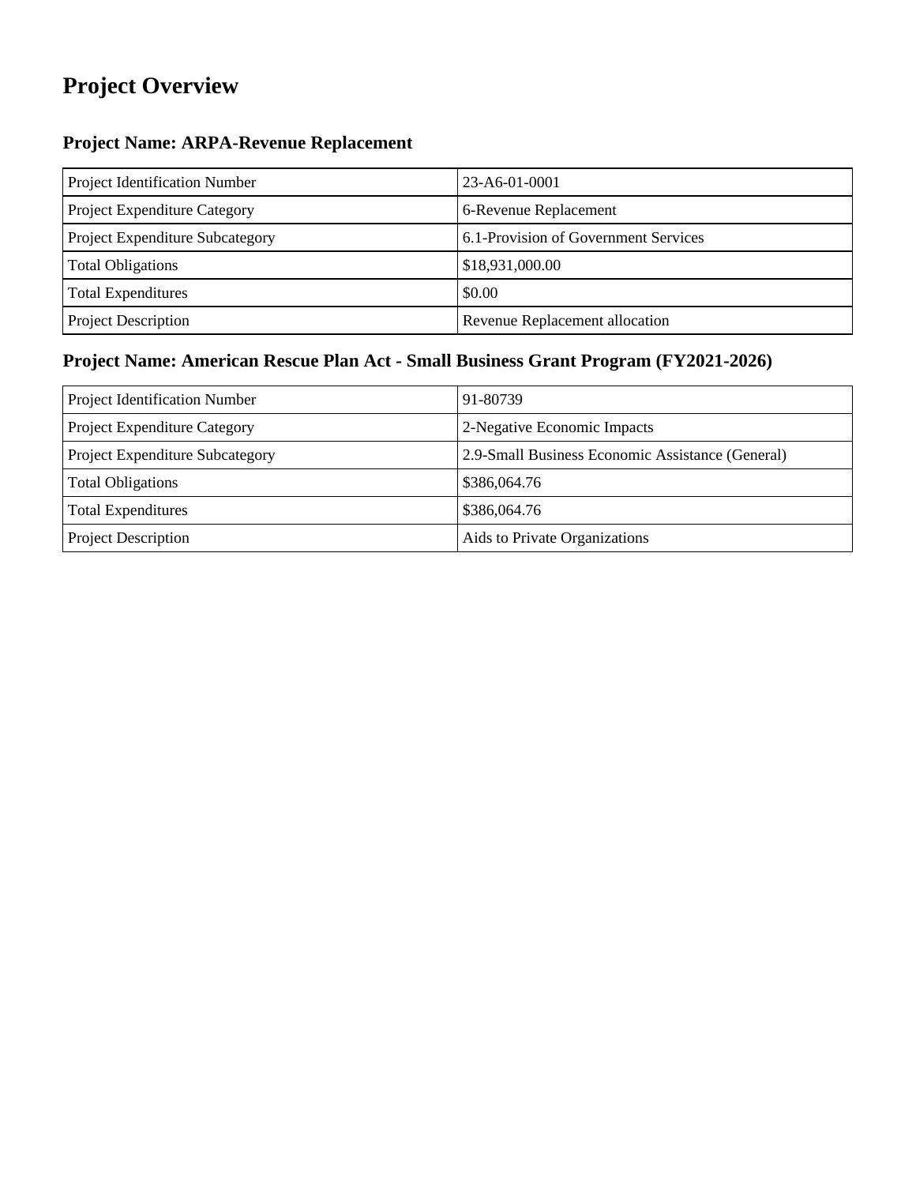# Project Overview

## Project Name: ARPA-Revenue Replacement

| | |
|---|---|
| Project Identification Number | 23-A6-01-0001 |
| Project Expenditure Category | 6-Revenue Replacement |
| Project Expenditure Subcategory | 6.1-Provision of Government Services |
| Total Obligations | $18,931,000.00 |
| Total Expenditures | $0.00 |
| Project Description | Revenue Replacement allocation |

## Project Name: American Rescue Plan Act - Small Business Grant Program (FY2021-2026)

| | |
|---|---|
| Project Identification Number | 91-80739 |
| Project Expenditure Category | 2-Negative Economic Impacts |
| Project Expenditure Subcategory | 2.9-Small Business Economic Assistance (General) |
| Total Obligations | $386,064.76 |
| Total Expenditures | $386,064.76 |
| Project Description | Aids to Private Organizations |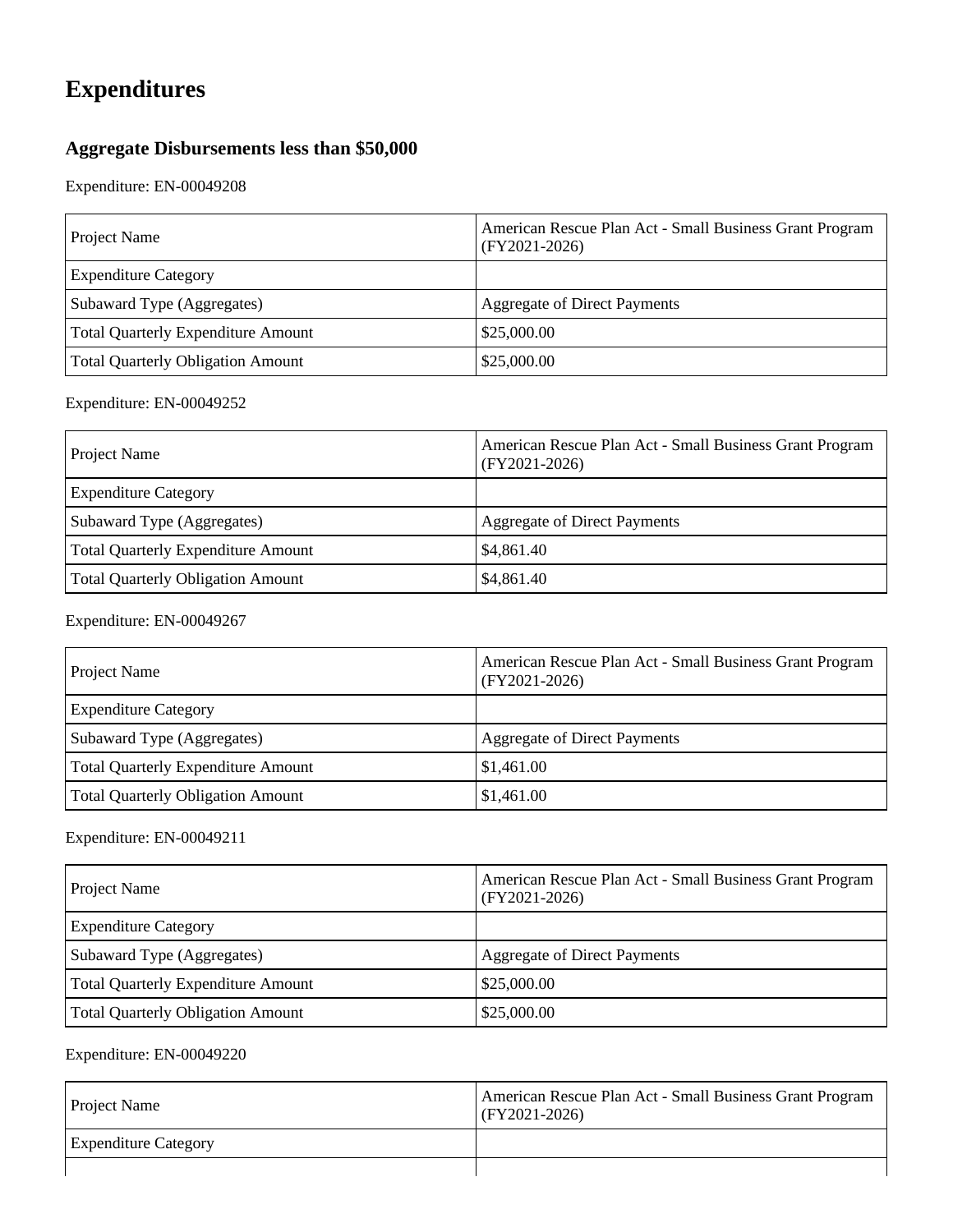# Expenditures

## Aggregate Disbursements less than $50,000

Expenditure: EN-00049208

| | |
|---|---|
| Project Name | American Rescue Plan Act - Small Business Grant Program (FY2021-2026) |
| Expenditure Category | |
| Subaward Type (Aggregates) | Aggregate of Direct Payments |
| Total Quarterly Expenditure Amount | $25,000.00 |
| Total Quarterly Obligation Amount | $25,000.00 |

Expenditure: EN-00049252

| | |
|---|---|
| Project Name | American Rescue Plan Act - Small Business Grant Program (FY2021-2026) |
| Expenditure Category | |
| Subaward Type (Aggregates) | Aggregate of Direct Payments |
| Total Quarterly Expenditure Amount | $4,861.40 |
| Total Quarterly Obligation Amount | $4,861.40 |

Expenditure: EN-00049267

| | |
|---|---|
| Project Name | American Rescue Plan Act - Small Business Grant Program (FY2021-2026) |
| Expenditure Category | |
| Subaward Type (Aggregates) | Aggregate of Direct Payments |
| Total Quarterly Expenditure Amount | $1,461.00 |
| Total Quarterly Obligation Amount | $1,461.00 |

Expenditure: EN-00049211

| | |
|---|---|
| Project Name | American Rescue Plan Act - Small Business Grant Program (FY2021-2026) |
| Expenditure Category | |
| Subaward Type (Aggregates) | Aggregate of Direct Payments |
| Total Quarterly Expenditure Amount | $25,000.00 |
| Total Quarterly Obligation Amount | $25,000.00 |

Expenditure: EN-00049220

| | |
|---|---|
| Project Name | American Rescue Plan Act - Small Business Grant Program (FY2021-2026) |
| Expenditure Category | |
| | |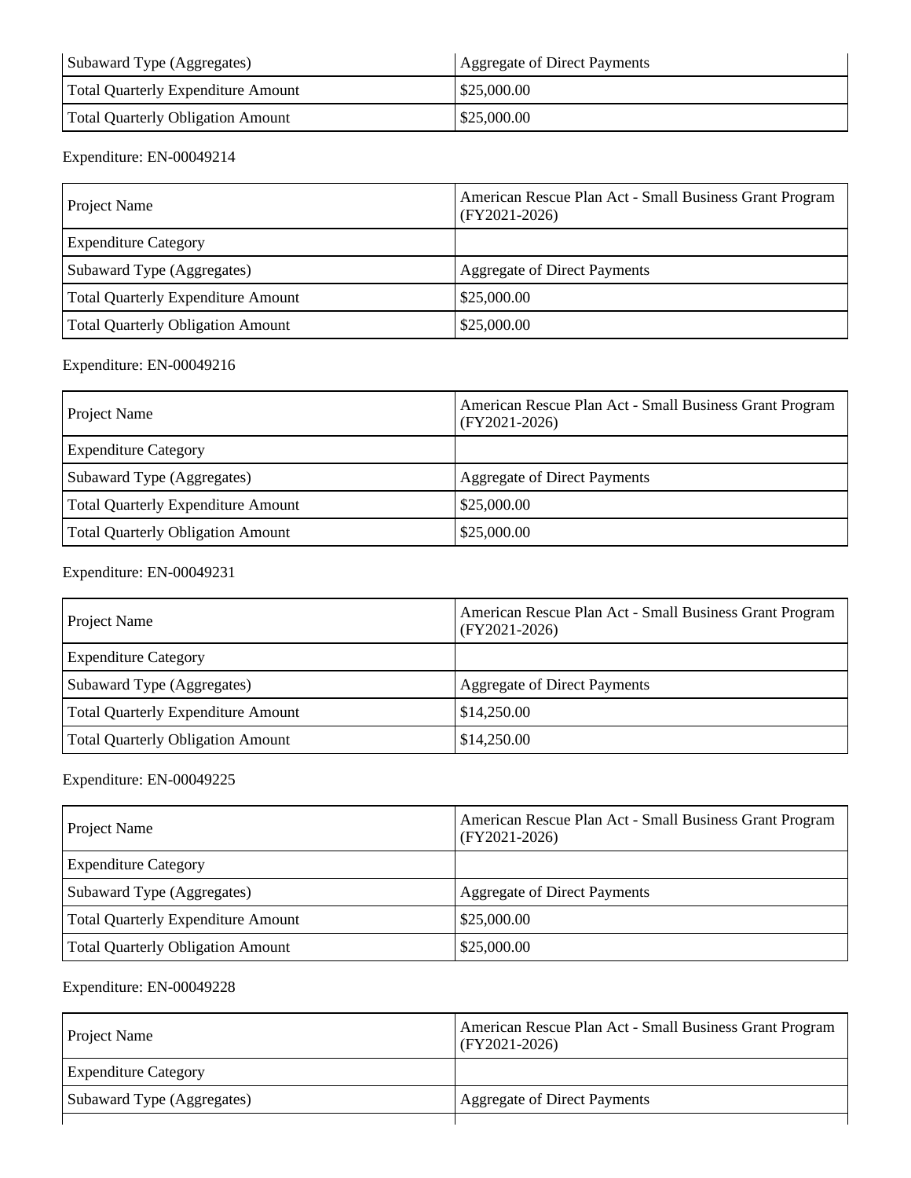| | |
|---|---|
| Subaward Type (Aggregates) | Aggregate of Direct Payments |
| Total Quarterly Expenditure Amount | $25,000.00 |
| Total Quarterly Obligation Amount | $25,000.00 |

Expenditure: EN-00049214

| | |
|---|---|
| Project Name | American Rescue Plan Act - Small Business Grant Program (FY2021-2026) |
| Expenditure Category | |
| Subaward Type (Aggregates) | Aggregate of Direct Payments |
| Total Quarterly Expenditure Amount | $25,000.00 |
| Total Quarterly Obligation Amount | $25,000.00 |

Expenditure: EN-00049216

| | |
|---|---|
| Project Name | American Rescue Plan Act - Small Business Grant Program (FY2021-2026) |
| Expenditure Category | |
| Subaward Type (Aggregates) | Aggregate of Direct Payments |
| Total Quarterly Expenditure Amount | $25,000.00 |
| Total Quarterly Obligation Amount | $25,000.00 |

Expenditure: EN-00049231

| | |
|---|---|
| Project Name | American Rescue Plan Act - Small Business Grant Program (FY2021-2026) |
| Expenditure Category | |
| Subaward Type (Aggregates) | Aggregate of Direct Payments |
| Total Quarterly Expenditure Amount | $14,250.00 |
| Total Quarterly Obligation Amount | $14,250.00 |

Expenditure: EN-00049225

| | |
|---|---|
| Project Name | American Rescue Plan Act - Small Business Grant Program (FY2021-2026) |
| Expenditure Category | |
| Subaward Type (Aggregates) | Aggregate of Direct Payments |
| Total Quarterly Expenditure Amount | $25,000.00 |
| Total Quarterly Obligation Amount | $25,000.00 |

Expenditure: EN-00049228

| | |
|---|---|
| Project Name | American Rescue Plan Act - Small Business Grant Program (FY2021-2026) |
| Expenditure Category | |
| Subaward Type (Aggregates) | Aggregate of Direct Payments |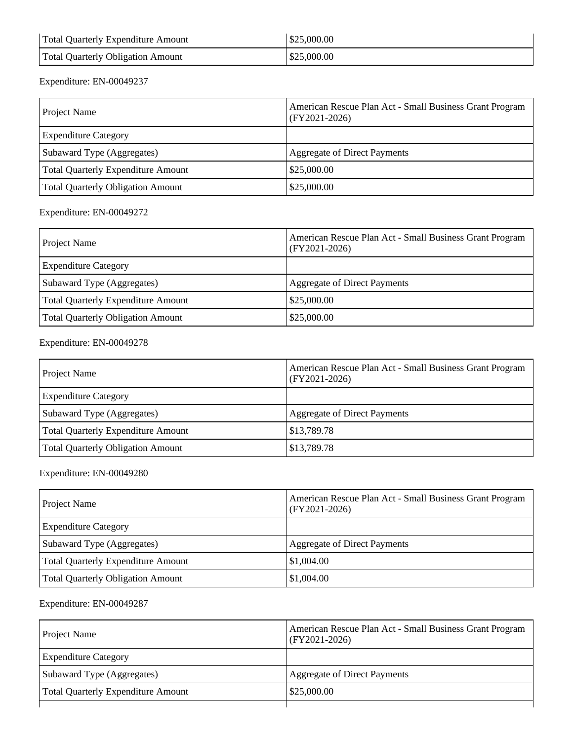| Total Quarterly Expenditure Amount | $25,000.00 |
|---|---|
| Total Quarterly Obligation Amount | $25,000.00 |

Expenditure: EN-00049237

| Project Name | American Rescue Plan Act - Small Business Grant Program (FY2021-2026) |
|---|---|
| Expenditure Category | |
| Subaward Type (Aggregates) | Aggregate of Direct Payments |
| Total Quarterly Expenditure Amount | $25,000.00 |
| Total Quarterly Obligation Amount | $25,000.00 |

Expenditure: EN-00049272

| Project Name | American Rescue Plan Act - Small Business Grant Program (FY2021-2026) |
|---|---|
| Expenditure Category | |
| Subaward Type (Aggregates) | Aggregate of Direct Payments |
| Total Quarterly Expenditure Amount | $25,000.00 |
| Total Quarterly Obligation Amount | $25,000.00 |

Expenditure: EN-00049278

| Project Name | American Rescue Plan Act - Small Business Grant Program (FY2021-2026) |
|---|---|
| Expenditure Category | |
| Subaward Type (Aggregates) | Aggregate of Direct Payments |
| Total Quarterly Expenditure Amount | $13,789.78 |
| Total Quarterly Obligation Amount | $13,789.78 |

Expenditure: EN-00049280

| Project Name | American Rescue Plan Act - Small Business Grant Program (FY2021-2026) |
|---|---|
| Expenditure Category | |
| Subaward Type (Aggregates) | Aggregate of Direct Payments |
| Total Quarterly Expenditure Amount | $1,004.00 |
| Total Quarterly Obligation Amount | $1,004.00 |

Expenditure: EN-00049287

| Project Name | American Rescue Plan Act - Small Business Grant Program (FY2021-2026) |
|---|---|
| Expenditure Category | |
| Subaward Type (Aggregates) | Aggregate of Direct Payments |
| Total Quarterly Expenditure Amount | $25,000.00 |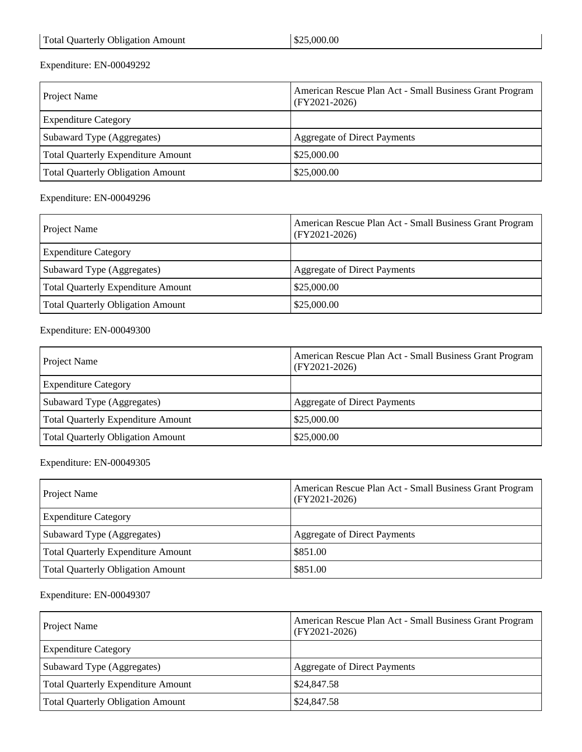| Total Quarterly Obligation Amount | $25,000.00 |
|---|---|

Expenditure: EN-00049292

| Project Name | American Rescue Plan Act - Small Business Grant Program (FY2021-2026) |
|---|---|
| Expenditure Category | |
| Subaward Type (Aggregates) | Aggregate of Direct Payments |
| Total Quarterly Expenditure Amount | $25,000.00 |
| Total Quarterly Obligation Amount | $25,000.00 |

Expenditure: EN-00049296

| Project Name | American Rescue Plan Act - Small Business Grant Program (FY2021-2026) |
|---|---|
| Expenditure Category | |
| Subaward Type (Aggregates) | Aggregate of Direct Payments |
| Total Quarterly Expenditure Amount | $25,000.00 |
| Total Quarterly Obligation Amount | $25,000.00 |

Expenditure: EN-00049300

| Project Name | American Rescue Plan Act - Small Business Grant Program (FY2021-2026) |
|---|---|
| Expenditure Category | |
| Subaward Type (Aggregates) | Aggregate of Direct Payments |
| Total Quarterly Expenditure Amount | $25,000.00 |
| Total Quarterly Obligation Amount | $25,000.00 |

Expenditure: EN-00049305

| Project Name | American Rescue Plan Act - Small Business Grant Program (FY2021-2026) |
|---|---|
| Expenditure Category | |
| Subaward Type (Aggregates) | Aggregate of Direct Payments |
| Total Quarterly Expenditure Amount | $851.00 |
| Total Quarterly Obligation Amount | $851.00 |

Expenditure: EN-00049307

| Project Name | American Rescue Plan Act - Small Business Grant Program (FY2021-2026) |
|---|---|
| Expenditure Category | |
| Subaward Type (Aggregates) | Aggregate of Direct Payments |
| Total Quarterly Expenditure Amount | $24,847.58 |
| Total Quarterly Obligation Amount | $24,847.58 |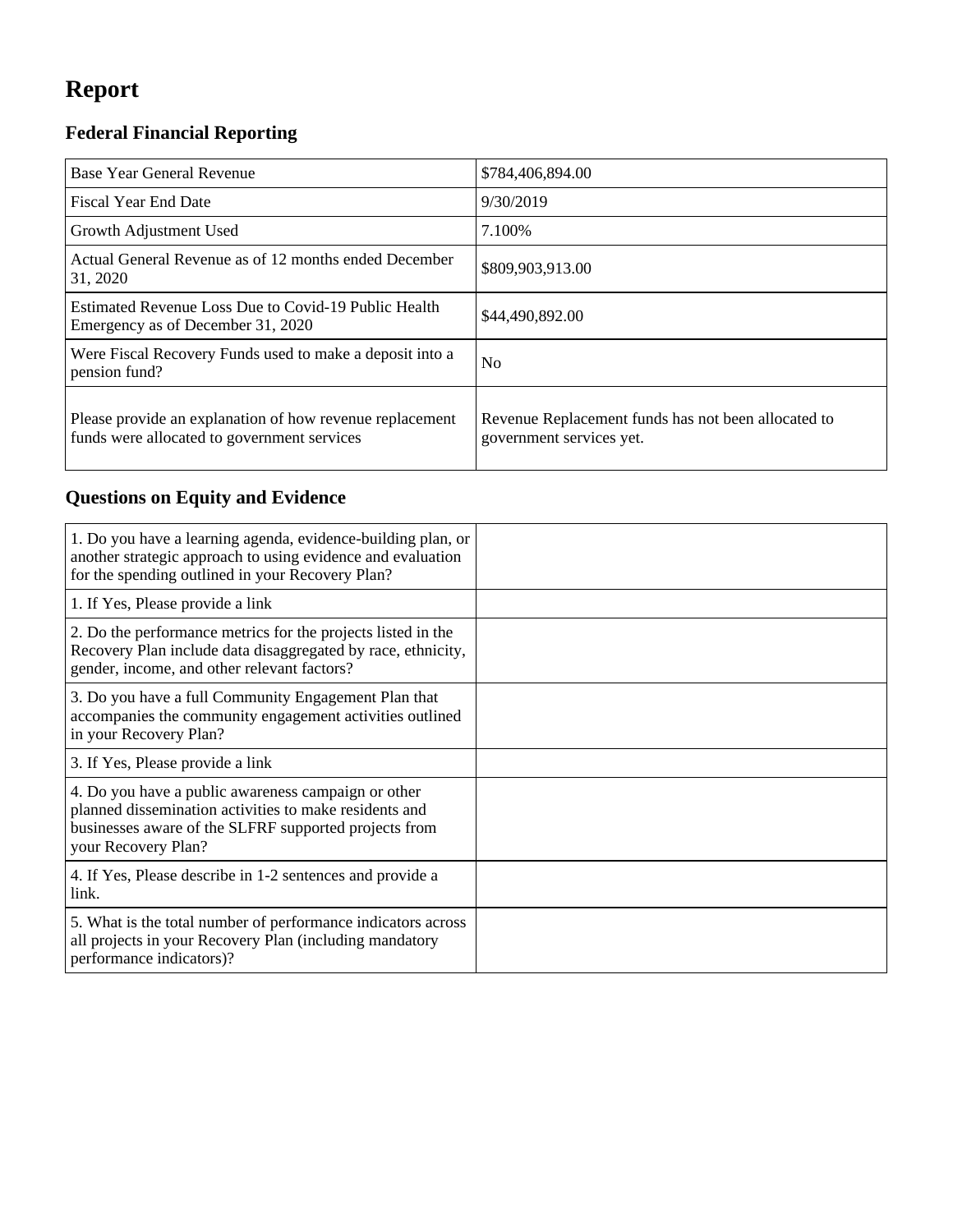# Report

## Federal Financial Reporting

| | |
|---|---|
| Base Year General Revenue | $784,406,894.00 |
| Fiscal Year End Date | 9/30/2019 |
| Growth Adjustment Used | 7.100% |
| Actual General Revenue as of 12 months ended December 31, 2020 | $809,903,913.00 |
| Estimated Revenue Loss Due to Covid-19 Public Health Emergency as of December 31, 2020 | $44,490,892.00 |
| Were Fiscal Recovery Funds used to make a deposit into a pension fund? | No |
| Please provide an explanation of how revenue replacement funds were allocated to government services | Revenue Replacement funds has not been allocated to government services yet. |

## Questions on Equity and Evidence

| | |
|---|---|
| 1. Do you have a learning agenda, evidence-building plan, or another strategic approach to using evidence and evaluation for the spending outlined in your Recovery Plan? | |
| 1. If Yes, Please provide a link | |
| 2. Do the performance metrics for the projects listed in the Recovery Plan include data disaggregated by race, ethnicity, gender, income, and other relevant factors? | |
| 3. Do you have a full Community Engagement Plan that accompanies the community engagement activities outlined in your Recovery Plan? | |
| 3. If Yes, Please provide a link | |
| 4. Do you have a public awareness campaign or other planned dissemination activities to make residents and businesses aware of the SLFRF supported projects from your Recovery Plan? | |
| 4. If Yes, Please describe in 1-2 sentences and provide a link. | |
| 5. What is the total number of performance indicators across all projects in your Recovery Plan (including mandatory performance indicators)? | |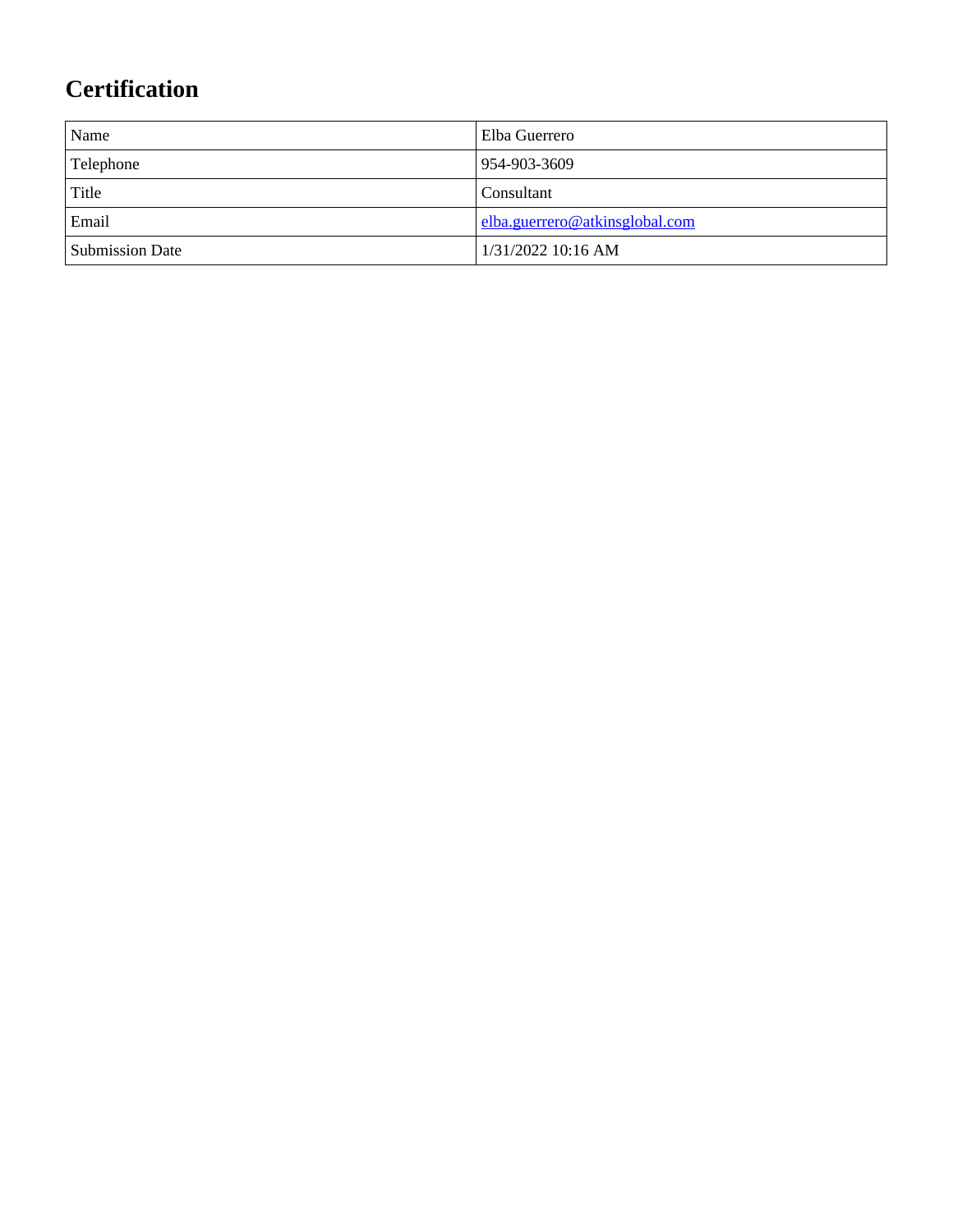## Certification

| | |
|---|---|
| Name | Elba Guerrero |
| Telephone | 954-903-3609 |
| Title | Consultant |
| Email | elba.guerrero@atkinsglobal.com |
| Submission Date | 1/31/2022 10:16 AM |